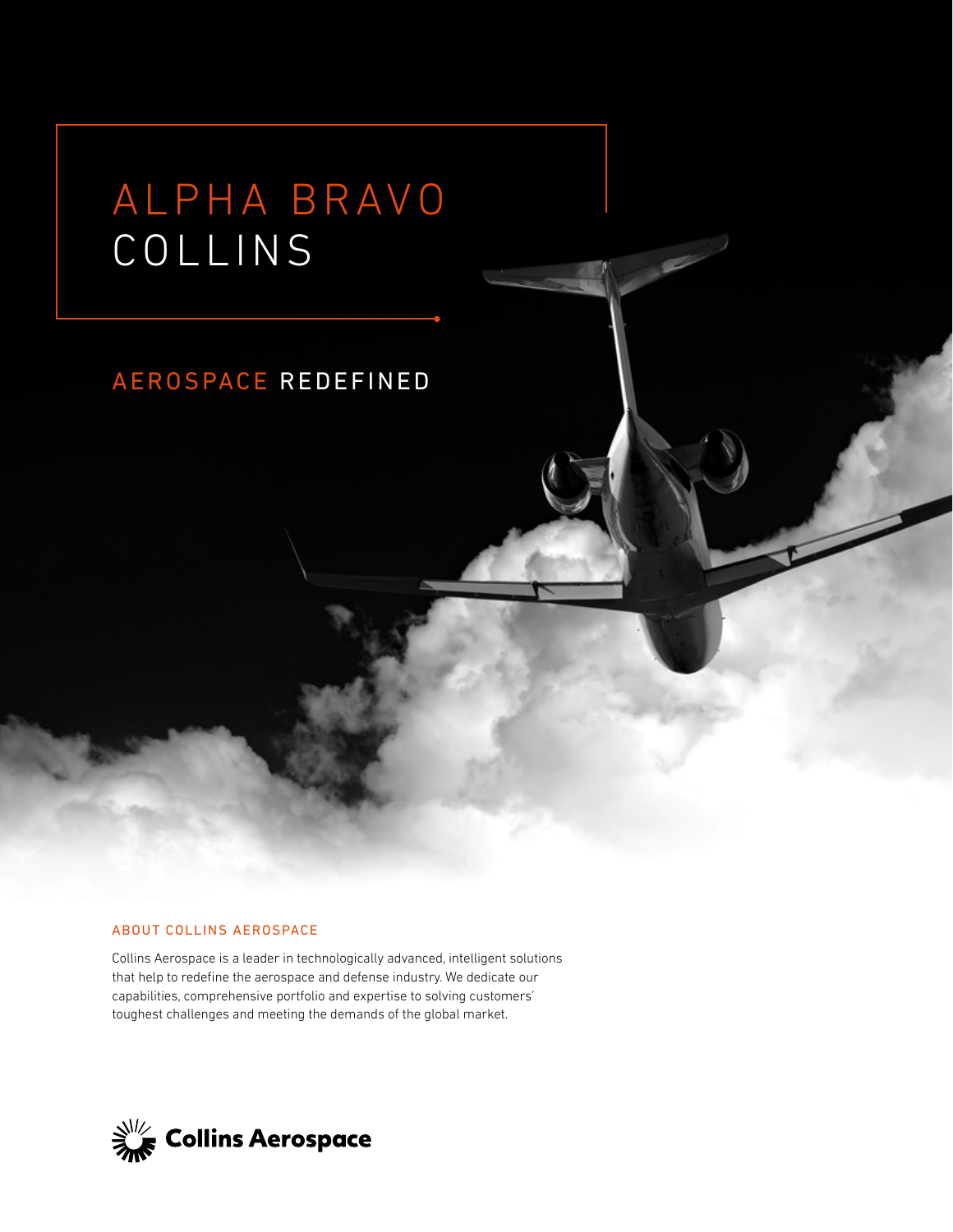# ALPHA BRAVO COLLINS

## AEROSPACE REDEFINED

### ABOUT COLLINS AEROSPACE

Collins Aerospace is a leader in technologically advanced, intelligent solutions that help to redefine the aerospace and defense industry. We dedicate our capabilities, comprehensive portfolio and expertise to solving customers' toughest challenges and meeting the demands of the global market.

Collins Aerospace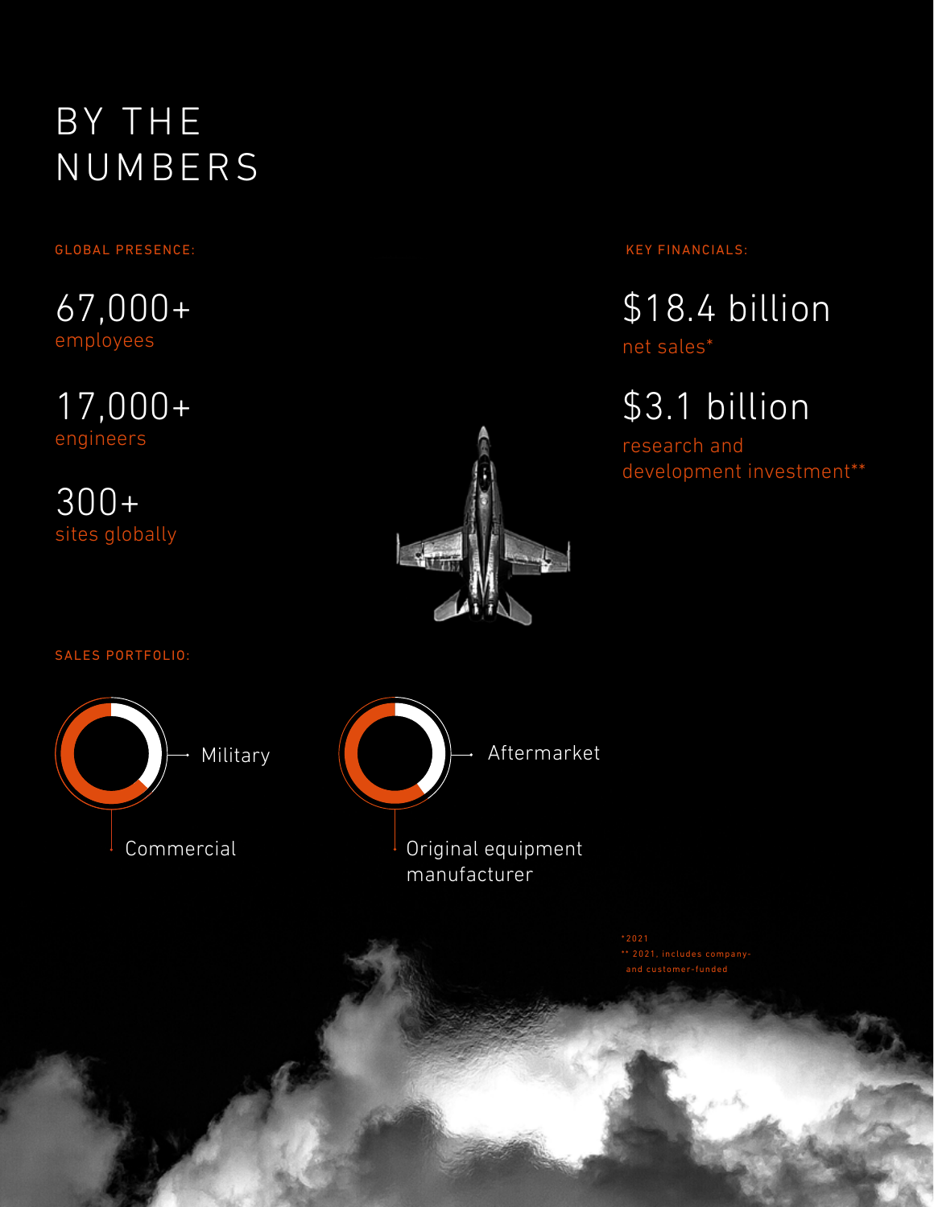# BY THE NUMBERS

## GLOBAL PRESENCE:

67,000+
employees

17,000+
engineers

300+
sites globally

## KEY FINANCIALS:

$18.4 billion
net sales*

$3.1 billion
research and development investment**

## SALES PORTFOLIO:

Military

Commercial

Aftermarket

Original equipment manufacturer

*2021
** 2021, includes company- and customer-funded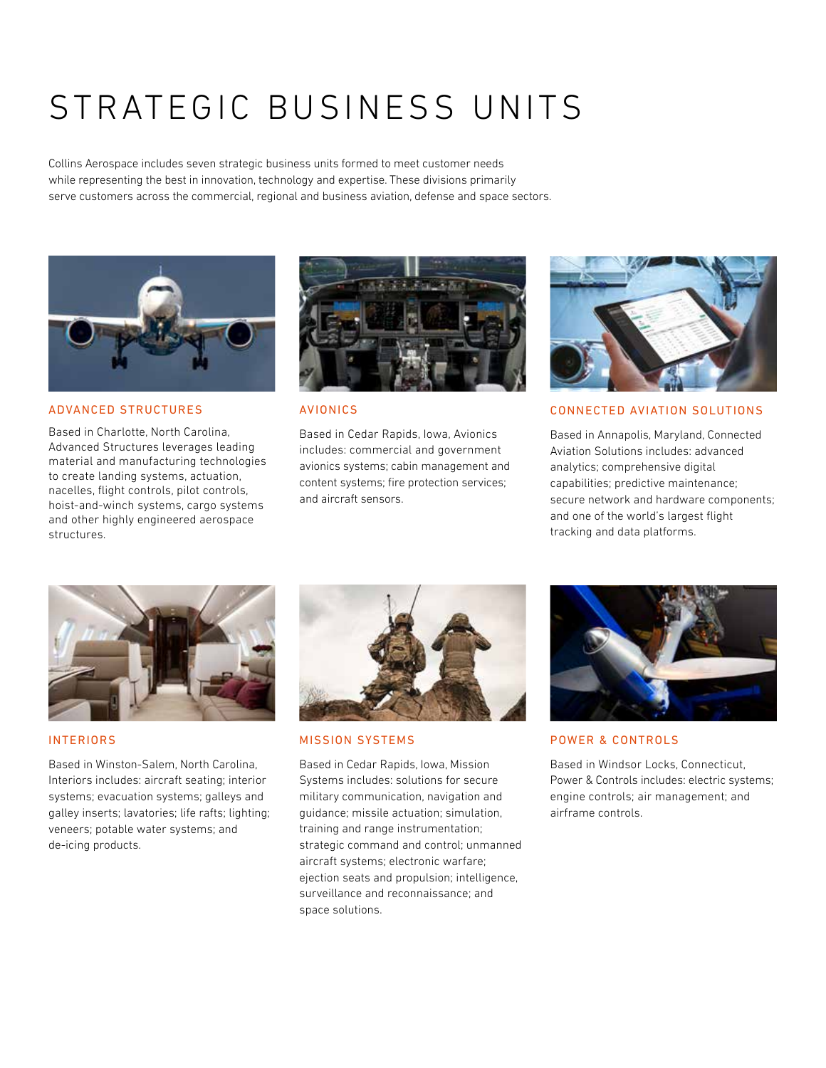# STRATEGIC BUSINESS UNITS

Collins Aerospace includes seven strategic business units formed to meet customer needs while representing the best in innovation, technology and expertise. These divisions primarily serve customers across the commercial, regional and business aviation, defense and space sectors.

## ADVANCED STRUCTURES

Based in Charlotte, North Carolina, Advanced Structures leverages leading material and manufacturing technologies to create landing systems, actuation, nacelles, flight controls, pilot controls, hoist-and-winch systems, cargo systems and other highly engineered aerospace structures.

## AVIONICS

Based in Cedar Rapids, Iowa, Avionics includes: commercial and government avionics systems; cabin management and content systems; fire protection services; and aircraft sensors.

## CONNECTED AVIATION SOLUTIONS

Based in Annapolis, Maryland, Connected Aviation Solutions includes: advanced analytics; comprehensive digital capabilities; predictive maintenance; secure network and hardware components; and one of the world's largest flight tracking and data platforms.

## INTERIORS

Based in Winston-Salem, North Carolina, Interiors includes: aircraft seating; interior systems; evacuation systems; galleys and galley inserts; lavatories; life rafts; lighting; veneers; potable water systems; and de-icing products.

## MISSION SYSTEMS

Based in Cedar Rapids, Iowa, Mission Systems includes: solutions for secure military communication, navigation and guidance; missile actuation; simulation, training and range instrumentation; strategic command and control; unmanned aircraft systems; electronic warfare; ejection seats and propulsion; intelligence, surveillance and reconnaissance; and space solutions.

## POWER & CONTROLS

Based in Windsor Locks, Connecticut, Power & Controls includes: electric systems; engine controls; air management; and airframe controls.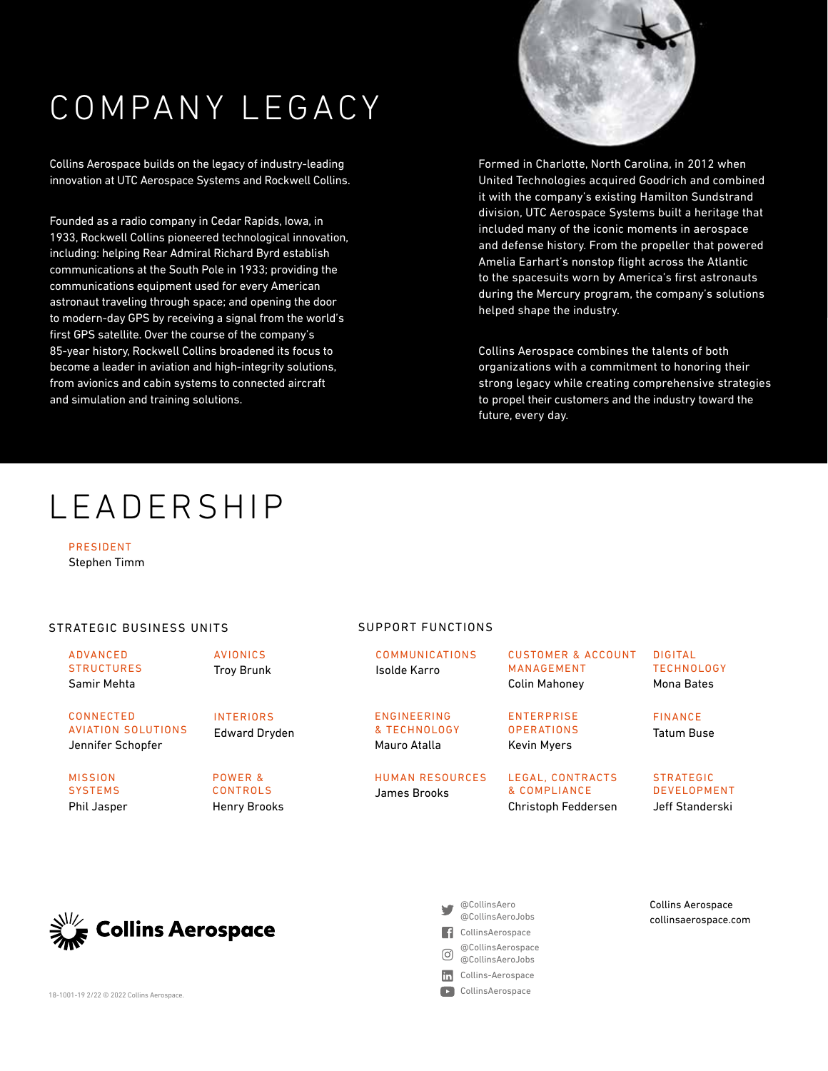# COMPANY LEGACY

Collins Aerospace builds on the legacy of industry-leading innovation at UTC Aerospace Systems and Rockwell Collins.

Founded as a radio company in Cedar Rapids, Iowa, in 1933, Rockwell Collins pioneered technological innovation, including: helping Rear Admiral Richard Byrd establish communications at the South Pole in 1933; providing the communications equipment used for every American astronaut traveling through space; and opening the door to modern-day GPS by receiving a signal from the world's first GPS satellite. Over the course of the company's 85-year history, Rockwell Collins broadened its focus to become a leader in aviation and high-integrity solutions, from avionics and cabin systems to connected aircraft and simulation and training solutions.

Formed in Charlotte, North Carolina, in 2012 when United Technologies acquired Goodrich and combined it with the company's existing Hamilton Sundstrand division, UTC Aerospace Systems built a heritage that included many of the iconic moments in aerospace and defense history. From the propeller that powered Amelia Earhart's nonstop flight across the Atlantic to the spacesuits worn by America's first astronauts during the Mercury program, the company's solutions helped shape the industry.

Collins Aerospace combines the talents of both organizations with a commitment to honoring their strong legacy while creating comprehensive strategies to propel their customers and the industry toward the future, every day.

# LEADERSHIP

**PRESIDENT**
Stephen Timm

## STRATEGIC BUSINESS UNITS

**ADVANCED STRUCTURES**
Samir Mehta

**AVIONICS**
Troy Brunk

**CONNECTED AVIATION SOLUTIONS**
Jennifer Schopfer

**INTERIORS**
Edward Dryden

**MISSION SYSTEMS**
Phil Jasper

**POWER & CONTROLS**
Henry Brooks

## SUPPORT FUNCTIONS

**COMMUNICATIONS**
Isolde Karro

**CUSTOMER & ACCOUNT MANAGEMENT**
Colin Mahoney

**DIGITAL TECHNOLOGY**
Mona Bates

**ENGINEERING & TECHNOLOGY**
Mauro Atalla

**ENTERPRISE OPERATIONS**
Kevin Myers

**FINANCE**
Tatum Buse

**HUMAN RESOURCES**
James Brooks

**LEGAL, CONTRACTS & COMPLIANCE**
Christoph Feddersen

**STRATEGIC DEVELOPMENT**
Jeff Standerski

Collins Aerospace

@CollinsAero
@CollinsAeroJobs
CollinsAerospace
@CollinsAerospace
@CollinsAeroJobs
Collins-Aerospace
CollinsAerospace

Collins Aerospace
collinsaerospace.com

18-1001-19 2/22 © 2022 Collins Aerospace.